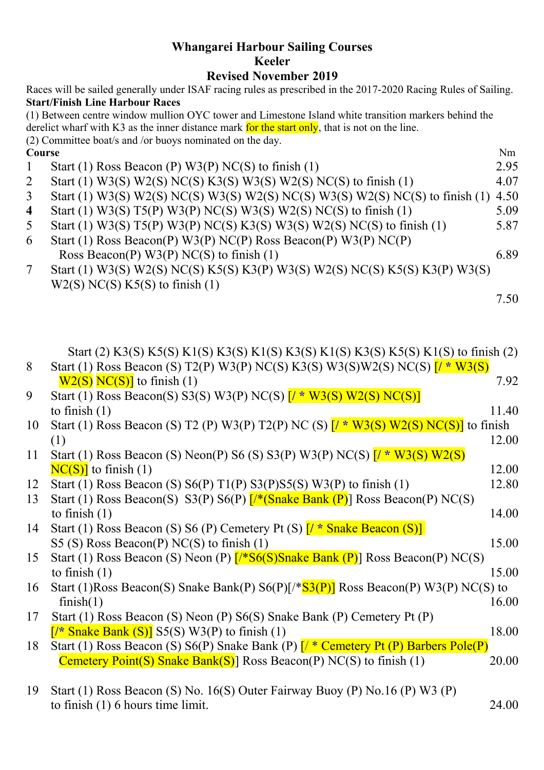# Whangarei Harbour Sailing Courses
## Keeler
## Revised November 2019

Races will be sailed generally under ISAF racing rules as prescribed in the 2017-2020 Racing Rules of Sailing.

**Start/Finish Line Harbour Races**

(1) Between centre window mullion OYC tower and Limestone Island white transition markers behind the derelict wharf with K3 as the inner distance mark for the start only, that is not on the line.

(2) Committee boat/s and /or buoys nominated on the day.

| **Course** | | Nm |
|---|---|---|
| 1 | Start (1) Ross Beacon (P) W3(P) NC(S) to finish (1) | 2.95 |
| 2 | Start (1) W3(S) W2(S) NC(S) K3(S) W3(S) W2(S) NC(S) to finish (1) | 4.07 |
| 3 | Start (1) W3(S) W2(S) NC(S) W3(S) W2(S) NC(S) W3(S) W2(S) NC(S) to finish (1) | 4.50 |
| **4** | Start (1) W3(S) T5(P) W3(P) NC(S) W3(S) W2(S) NC(S) to finish (1) | 5.09 |
| 5 | Start (1) W3(S) T5(P) W3(P) NC(S) K3(S) W3(S) W2(S) NC(S) to finish (1) | 5.87 |
| 6 | Start (1) Ross Beacon(P) W3(P) NC(P) Ross Beacon(P) W3(P) NC(P) Ross Beacon(P) W3(P) NC(S) to finish (1) | 6.89 |
| 7 | Start (1) W3(S) W2(S) NC(S) K5(S) K3(P) W3(S) W2(S) NC(S) K5(S) K3(P) W3(S) W2(S) NC(S) K5(S) to finish (1) <br> Start (2) K3(S) K5(S) K1(S) K3(S) K1(S) K3(S) K1(S) K3(S) K5(S) K1(S) to finish (2) | 7.50 |
| 8 | Start (1) Ross Beacon (S) T2(P) W3(P) NC(S) K3(S) W3(S)W2(S) NC(S) [/ * W3(S) W2(S) NC(S)] to finish (1) | 7.92 |
| 9 | Start (1) Ross Beacon(S) S3(S) W3(P) NC(S) [/ * W3(S) W2(S) NC(S)] to finish (1) | 11.40 |
| 10 | Start (1) Ross Beacon (S) T2 (P) W3(P) T2(P) NC (S) [/ * W3(S) W2(S) NC(S)] to finish (1) | 12.00 |
| 11 | Start (1) Ross Beacon (S) Neon(P) S6 (S) S3(P) W3(P) NC(S) [/ * W3(S) W2(S) NC(S)] to finish (1) | 12.00 |
| 12 | Start (1) Ross Beacon (S) S6(P) T1(P) S3(P)S5(S) W3(P) to finish (1) | 12.80 |
| 13 | Start (1) Ross Beacon(S) S3(P) S6(P) [/*(Snake Bank (P)] Ross Beacon(P) NC(S) to finish (1) | 14.00 |
| 14 | Start (1) Ross Beacon (S) S6 (P) Cemetery Pt (S) [/ * Snake Beacon (S)] S5 (S) Ross Beacon(P) NC(S) to finish (1) | 15.00 |
| 15 | Start (1) Ross Beacon (S) Neon (P) [/*S6(S)Snake Bank (P)] Ross Beacon(P) NC(S) to finish (1) | 15.00 |
| 16 | Start (1)Ross Beacon(S) Snake Bank(P) S6(P)[/*S3(P)] Ross Beacon(P) W3(P) NC(S) to finish(1) | 16.00 |
| 17 | Start (1) Ross Beacon (S) Neon (P) S6(S) Snake Bank (P) Cemetery Pt (P) [/* Snake Bank (S)] S5(S) W3(P) to finish (1) | 18.00 |
| 18 | Start (1) Ross Beacon (S) S6(P) Snake Bank (P) [/ * Cemetery Pt (P) Barbers Pole(P) Cemetery Point(S) Snake Bank(S)] Ross Beacon(P) NC(S) to finish (1) | 20.00 |
| 19 | Start (1) Ross Beacon (S) No. 16(S) Outer Fairway Buoy (P) No.16 (P) W3 (P) to finish (1) 6 hours time limit. | 24.00 |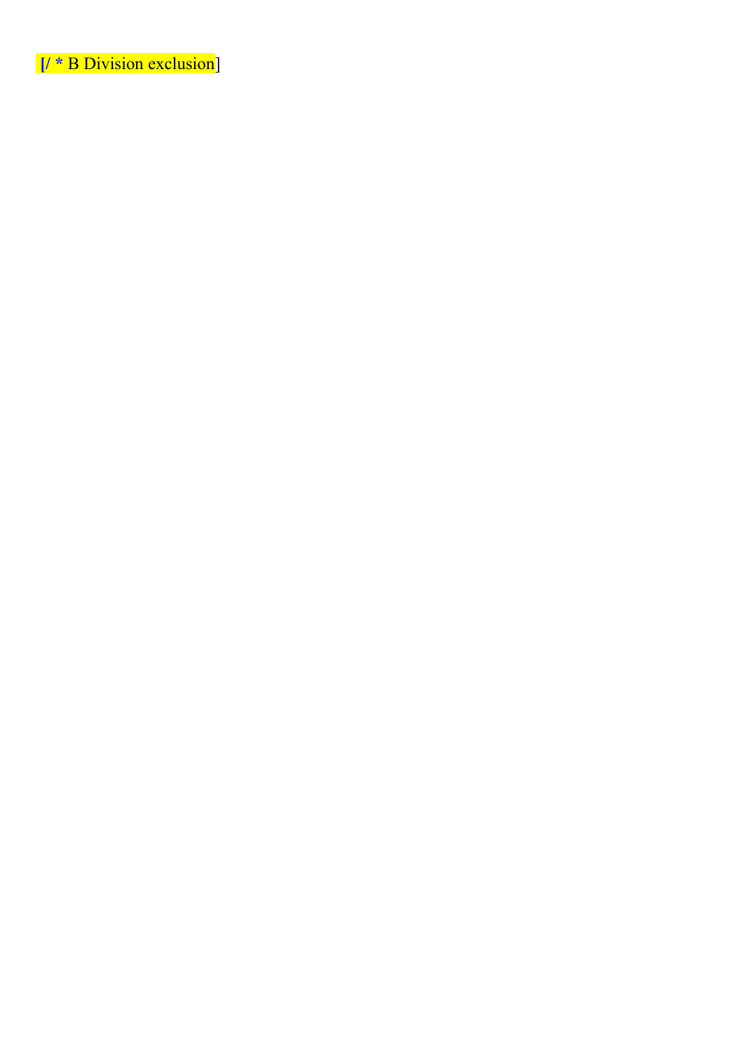[/ * B Division exclusion]